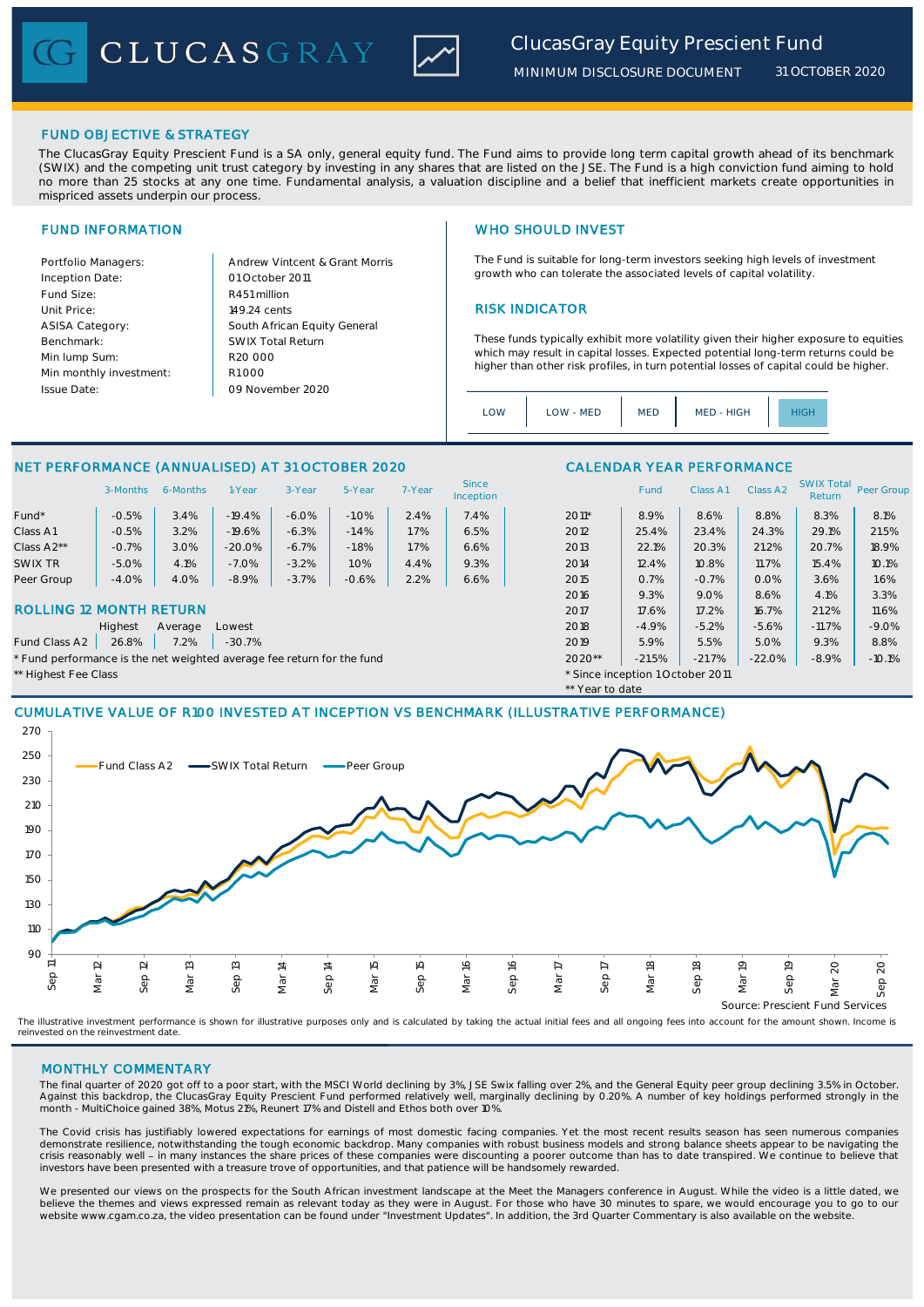# CLUCASGRAY

## ClucasGray Equity Prescient Fund

MINIMUM DISCLOSURE DOCUMENT 31 OCTOBER 2020

## FUND OBJECTIVE & STRATEGY

The ClucasGray Equity Prescient Fund is a SA only, general equity fund. The Fund aims to provide long term capital growth ahead of its benchmark (SWIX) and the competing unit trust category by investing in any shares that are listed on the JSE. The Fund is a high conviction fund aiming to hold no more than 25 stocks at any one time. Fundamental analysis, a valuation discipline and a belief that inefficient markets create opportunities in mispriced assets underpin our process.

## FUND INFORMATION

| | |
|---|---|
| Portfolio Managers: | Andrew Vintcent & Grant Morris |
| Inception Date: | 01 October 2011 |
| Fund Size: | R451 million |
| Unit Price: | 149.24 cents |
| ASISA Category: | South African Equity General |
| Benchmark: | SWIX Total Return |
| Min lump Sum: | R20 000 |
| Min monthly investment: | R1 000 |
| Issue Date: | 09 November 2020 |

## WHO SHOULD INVEST

The Fund is suitable for long-term investors seeking high levels of investment growth who can tolerate the associated levels of capital volatility.

## RISK INDICATOR

These funds typically exhibit more volatility given their higher exposure to equities which may result in capital losses. Expected potential long-term returns could be higher than other risk profiles, in turn potential losses of capital could be higher.

LOW | LOW - MED | MED | MED - HIGH | **HIGH**

## NET PERFORMANCE (ANNUALISED) AT 31 OCTOBER 2020

| | 3-Months | 6-Months | 1-Year | 3-Year | 5-Year | 7-Year | Since Inception |
|---|---|---|---|---|---|---|---|
| Fund* | -0.5% | 3.4% | -19.4% | -6.0% | -1.0% | 2.4% | 7.4% |
| Class A1 | -0.5% | 3.2% | -19.6% | -6.3% | -1.4% | 1.7% | 6.5% |
| Class A2** | -0.7% | 3.0% | -20.0% | -6.7% | -1.8% | 1.7% | 6.6% |
| SWIX TR | -5.0% | 4.1% | -7.0% | -3.2% | 1.0% | 4.4% | 9.3% |
| Peer Group | -4.0% | 4.0% | -8.9% | -3.7% | -0.6% | 2.2% | 6.6% |

## ROLLING 12 MONTH RETURN

| | Highest | Average | Lowest |
|---|---|---|---|
| Fund Class A2 | 26.8% | 7.2% | -30.7% |

\* Fund performance is the net weighted average fee return for the fund

\*\* Highest Fee Class

## CALENDAR YEAR PERFORMANCE

| | Fund | Class A1 | Class A2 | SWIX Total Return | Peer Group |
|---|---|---|---|---|---|
| 2011* | 8.9% | 8.6% | 8.8% | 8.3% | 8.1% |
| 2012 | 25.4% | 23.4% | 24.3% | 29.1% | 21.5% |
| 2013 | 22.1% | 20.3% | 21.2% | 20.7% | 18.9% |
| 2014 | 12.4% | 10.8% | 11.7% | 15.4% | 10.1% |
| 2015 | 0.7% | -0.7% | 0.0% | 3.6% | 1.6% |
| 2016 | 9.3% | 9.0% | 8.6% | 4.1% | 3.3% |
| 2017 | 17.6% | 17.2% | 16.7% | 21.2% | 11.6% |
| 2018 | -4.9% | -5.2% | -5.6% | -11.7% | -9.0% |
| 2019 | 5.9% | 5.5% | 5.0% | 9.3% | 8.8% |
| 2020** | -21.5% | -21.7% | -22.0% | -8.9% | -10.1% |

\* Since inception 1 October 2011

\*\* Year to date

## CUMULATIVE VALUE OF R100 INVESTED AT INCEPTION VS BENCHMARK (ILLUSTRATIVE PERFORMANCE)

Source: Prescient Fund Services

The illustrative investment performance is shown for illustrative purposes only and is calculated by taking the actual initial fees and all ongoing fees into account for the amount shown. Income is reinvested on the reinvestment date.

## MONTHLY COMMENTARY

The final quarter of 2020 got off to a poor start, with the MSCI World declining by 3%, JSE Swix falling over 2%, and the General Equity peer group declining 3.5% in October. Against this backdrop, the ClucasGray Equity Prescient Fund performed relatively well, marginally declining by 0.20%. A number of key holdings performed strongly in the month - MultiChoice gained 38%, Motus 21%, Reunert 17% and Distell and Ethos both over 10%.

The Covid crisis has justifiably lowered expectations for earnings of most domestic facing companies. Yet the most recent results season has seen numerous companies demonstrate resilience, notwithstanding the tough economic backdrop. Many companies with robust business models and strong balance sheets appear to be navigating the crisis reasonably well – in many instances the share prices of these companies were discounting a poorer outcome than has to date transpired. We continue to believe that investors have been presented with a treasure trove of opportunities, and that patience will be handsomely rewarded.

We presented our views on the prospects for the South African investment landscape at the Meet the Managers conference in August. While the video is a little dated, we believe the themes and views expressed remain as relevant today as they were in August. For those who have 30 minutes to spare, we would encourage you to go to our website www.cgam.co.za, the video presentation can be found under "Investment Updates". In addition, the 3rd Quarter Commentary is also available on the website.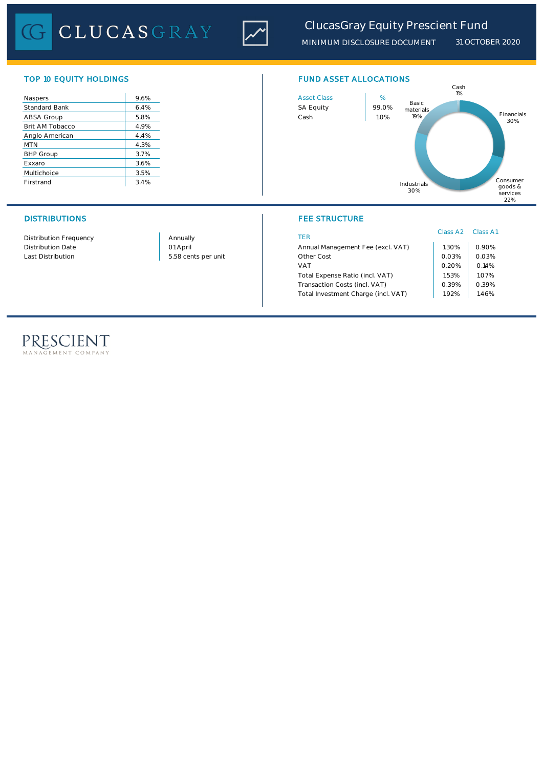# ClucasGray Equity Prescient Fund

MINIMUM DISCLOSURE DOCUMENT 31 OCTOBER 2020

## TOP 10 EQUITY HOLDINGS

| | |
|---|---|
| Naspers | 9.6% |
| Standard Bank | 6.4% |
| ABSA Group | 5.8% |
| Brit AM Tobacco | 4.9% |
| Anglo American | 4.4% |
| MTN | 4.3% |
| BHP Group | 3.7% |
| Exxaro | 3.6% |
| Multichoice | 3.5% |
| Firstrand | 3.4% |

## FUND ASSET ALLOCATIONS

| Asset Class | % |
|---|---|
| SA Equity | 99.0% |
| Cash | 1.0% |

Cash 1%

Basic materials 19%

Financials 30%

Consumer goods & services 22%

Industrials 30%

## DISTRIBUTIONS

| | |
|---|---|
| Distribution Frequency | Annually |
| Distribution Date | 01 April |
| Last Distribution | 5.58 cents per unit |

## FEE STRUCTURE

| TER | Class A2 | Class A1 |
|---|---|---|
| Annual Management Fee (excl. VAT) | 1.30% | 0.90% |
| Other Cost | 0.03% | 0.03% |
| VAT | 0.20% | 0.14% |
| Total Expense Ratio (incl. VAT) | 1.53% | 1.07% |
| Transaction Costs (incl. VAT) | 0.39% | 0.39% |
| Total Investment Charge (incl. VAT) | 1.92% | 1.46% |

PRESCIENT MANAGEMENT COMPANY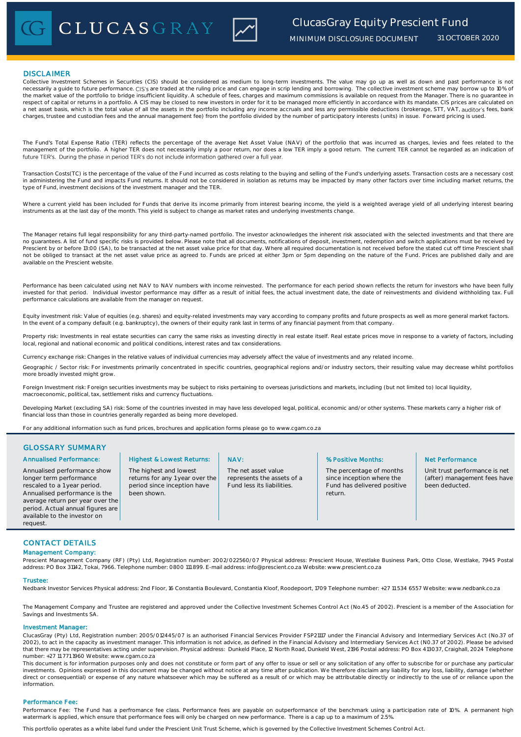# DISCLAIMER

Collective Investment Schemes in Securities (CIS) should be considered as medium to long-term investments. The value may go up as well as down and past performance is not necessarily a guide to future performance. CIS's are traded at the ruling price and can engage in scrip lending and borrowing. The collective investment scheme may borrow up to 10% of the market value of the portfolio to bridge insufficient liquidity. A schedule of fees, charges and maximum commissions is available on request from the Manager. There is no guarantee in respect of capital or returns in a portfolio. A CIS may be closed to new investors in order for it to be managed more efficiently in accordance with its mandate. CIS prices are calculated on a net asset basis, which is the total value of all the assets in the portfolio including any income accruals and less any permissible deductions (brokerage, STT, VAT, auditor's fees, bank charges, trustee and custodian fees and the annual management fee) from the portfolio divided by the number of participatory interests (units) in issue. Forward pricing is used.

The Fund's Total Expense Ratio (TER) reflects the percentage of the average Net Asset Value (NAV) of the portfolio that was incurred as charges, levies and fees related to the management of the portfolio. A higher TER does not necessarily imply a poor return, nor does a low TER imply a good return. The current TER cannot be regarded as an indication of future TER's. During the phase in period TER's do not include information gathered over a full year.

Transaction Costs(TC) is the percentage of the value of the Fund incurred as costs relating to the buying and selling of the Fund's underlying assets. Transaction costs are a necessary cost in administering the Fund and impacts Fund returns. It should not be considered in isolation as returns may be impacted by many other factors over time including market returns, the type of Fund, investment decisions of the investment manager and the TER.

Where a current yield has been included for Funds that derive its income primarily from interest bearing income, the yield is a weighted average yield of all underlying interest bearing instruments as at the last day of the month. This yield is subject to change as market rates and underlying investments change.

The Manager retains full legal responsibility for any third-party-named portfolio. The investor acknowledges the inherent risk associated with the selected investments and that there are no guarantees. A list of fund specific risks is provided below. Please note that all documents, notifications of deposit, investment, redemption and switch applications must be received by Prescient by or before 13:00 (SA), to be transacted at the net asset value price for that day. Where all required documentation is not received before the stated cut off time Prescient shall not be obliged to transact at the net asset value price as agreed to. Funds are priced at either 3pm or 5pm depending on the nature of the Fund. Prices are published daily and are available on the Prescient website.

Performance has been calculated using net NAV to NAV numbers with income reinvested. The performance for each period shown reflects the return for investors who have been fully invested for that period. Individual investor performance may differ as a result of initial fees, the actual investment date, the date of reinvestments and dividend withholding tax. Full performance calculations are available from the manager on request.

Equity investment risk: Value of equities (e.g. shares) and equity-related investments may vary according to company profits and future prospects as well as more general market factors. In the event of a company default (e.g. bankruptcy), the owners of their equity rank last in terms of any financial payment from that company.

Property risk: Investments in real estate securities can carry the same risks as investing directly in real estate itself. Real estate prices move in response to a variety of factors, including local, regional and national economic and political conditions, interest rates and tax considerations.

Currency exchange risk: Changes in the relative values of individual currencies may adversely affect the value of investments and any related income.

Geographic / Sector risk: For investments primarily concentrated in specific countries, geographical regions and/or industry sectors, their resulting value may decrease whilst portfolios more broadly invested might grow.

Foreign Investment risk: Foreign securities investments may be subject to risks pertaining to overseas jurisdictions and markets, including (but not limited to) local liquidity, macroeconomic, political, tax, settlement risks and currency fluctuations.

Developing Market (excluding SA) risk: Some of the countries invested in may have less developed legal, political, economic and/or other systems. These markets carry a higher risk of financial loss than those in countries generally regarded as being more developed.

For any additional information such as fund prices, brochures and application forms please go to www.cgam.co.za

# GLOSSARY SUMMARY

**Annualised Performance:** Annualised performance show longer term performance rescaled to a 1 year period. Annualised performance is the average return per year over the period. Actual annual figures are available to the investor on request.

**Highest & Lowest Returns:** The highest and lowest returns for any 1 year over the period since inception have been shown.

**NAV:** The net asset value represents the assets of a Fund less its liabilities.

**% Positive Months:** The percentage of months since inception where the Fund has delivered positive return.

**Net Performance:** Unit trust performance is net (after) management fees have been deducted.

# CONTACT DETAILS

## Management Company:

Prescient Management Company (RF) (Pty) Ltd, Registration number: 2002/022560/07 Physical address: Prescient House, Westlake Business Park, Otto Close, Westlake, 7945 Postal address: PO Box 31142, Tokai, 7966. Telephone number: 0800 111 899. E-mail address: info@prescient.co.za Website: www.prescient.co.za

## Trustee:

Nedbank Investor Services Physical address: 2nd Floor, 16 Constantia Boulevard, Constantia Kloof, Roodepoort, 1709 Telephone number: +27 11 534 6557 Website: www.nedbank.co.za

The Management Company and Trustee are registered and approved under the Collective Investment Schemes Control Act (No.45 of 2002). Prescient is a member of the Association for Savings and Investments SA.

## Investment Manager:

ClucasGray (Pty) Ltd, Registration number: 2005/012445/07 is an authorised Financial Services Provider FSP21117 under the Financial Advisory and Intermediary Services Act (No.37 of 2002), to act in the capacity as investment manager. This information is not advice, as defined in the Financial Advisory and Intermediary Services Act (N0.37 of 2002). Please be advised that there may be representatives acting under supervision. Physical address: Dunkeld Place, 12 North Road, Dunkeld West, 2196 Postal address: PO Box 413037, Craighall, 2024 Telephone number: +27 11 771 1960 Website: www.cgam.co.za

This document is for information purposes only and does not constitute or form part of any offer to issue or sell or any solicitation of any offer to subscribe for or purchase any particular investments. Opinions expressed in this document may be changed without notice at any time after publication. We therefore disclaim any liability for any loss, liability, damage (whether direct or consequential) or expense of any nature whatsoever which may be suffered as a result of or which may be attributable directly or indirectly to the use of or reliance upon the information.

## Performance Fee:

Performance Fee: The Fund has a perfromance fee class. Performance fees are payable on outperformance of the benchmark using a participation rate of 10%. A permanent high watermark is applied, which ensure that performance fees will only be charged on new performance. There is a cap up to a maximum of 2.5%.

This portfolio operates as a white label fund under the Prescient Unit Trust Scheme, which is governed by the Collective Investment Schemes Control Act.